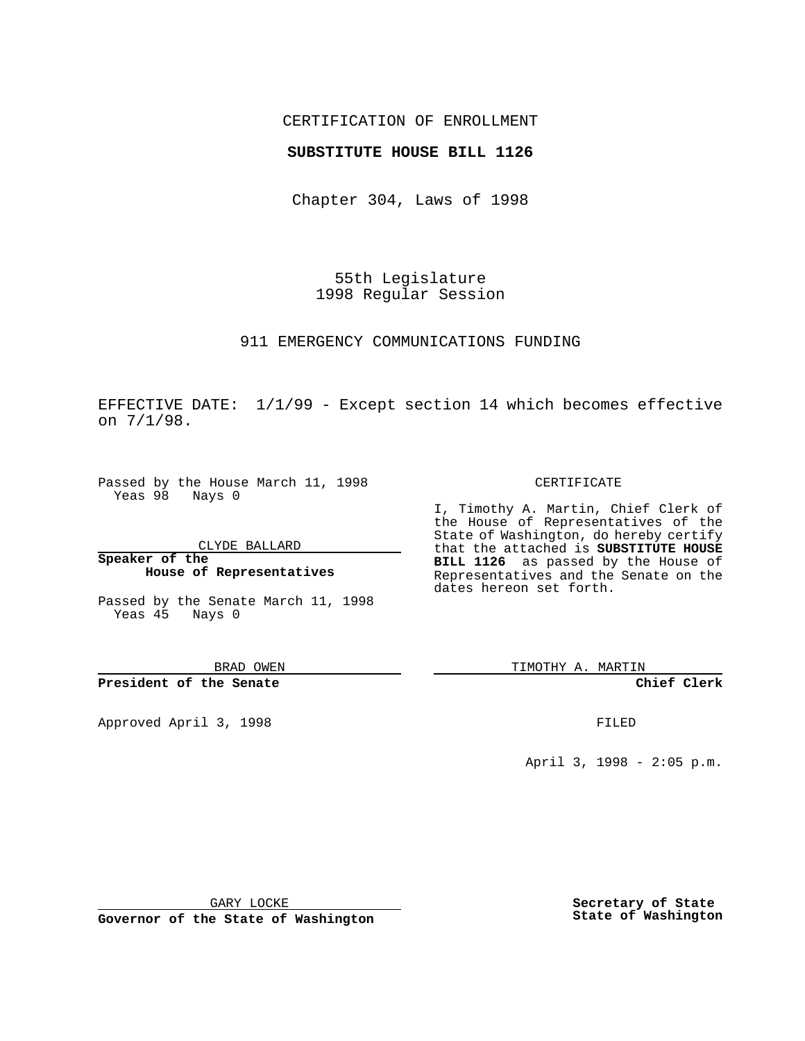CERTIFICATION OF ENROLLMENT

**SUBSTITUTE HOUSE BILL 1126**

Chapter 304, Laws of 1998

55th Legislature
1998 Regular Session

911 EMERGENCY COMMUNICATIONS FUNDING

EFFECTIVE DATE: 1/1/99 - Except section 14 which becomes effective on 7/1/98.

Passed by the House March 11, 1998
Yeas 98 Nays 0

CLYDE BALLARD

**Speaker of the House of Representatives**

Passed by the Senate March 11, 1998
Yeas 45 Nays 0

BRAD OWEN

**President of the Senate**

Approved April 3, 1998

GARY LOCKE

**Governor of the State of Washington**

CERTIFICATE

I, Timothy A. Martin, Chief Clerk of the House of Representatives of the State of Washington, do hereby certify that the attached is **SUBSTITUTE HOUSE BILL 1126** as passed by the House of Representatives and the Senate on the dates hereon set forth.

TIMOTHY A. MARTIN

**Chief Clerk**

FILED

April 3, 1998 - 2:05 p.m.

**Secretary of State State of Washington**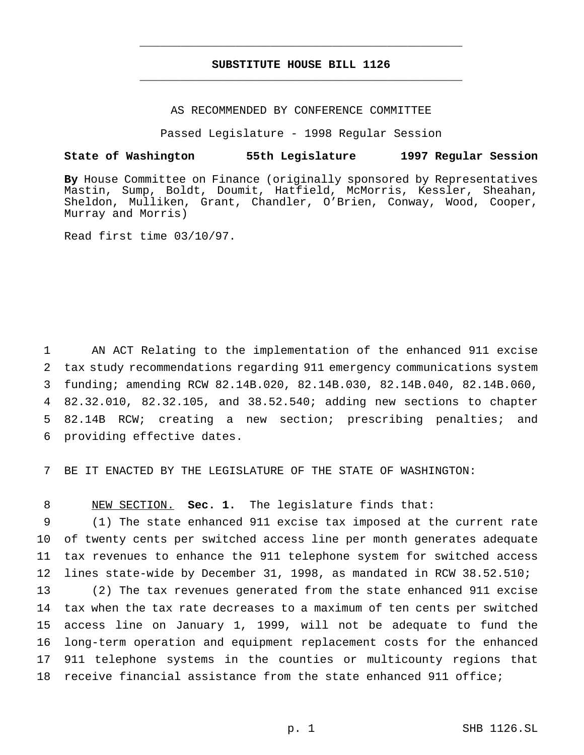# SUBSTITUTE HOUSE BILL 1126

AS RECOMMENDED BY CONFERENCE COMMITTEE

Passed Legislature - 1998 Regular Session

**State of Washington 55th Legislature 1997 Regular Session**

**By** House Committee on Finance (originally sponsored by Representatives Mastin, Sump, Boldt, Doumit, Hatfield, McMorris, Kessler, Sheahan, Sheldon, Mulliken, Grant, Chandler, O'Brien, Conway, Wood, Cooper, Murray and Morris)

Read first time 03/10/97.

AN ACT Relating to the implementation of the enhanced 911 excise tax study recommendations regarding 911 emergency communications system funding; amending RCW 82.14B.020, 82.14B.030, 82.14B.040, 82.14B.060, 82.32.010, 82.32.105, and 38.52.540; adding new sections to chapter 82.14B RCW; creating a new section; prescribing penalties; and providing effective dates.

BE IT ENACTED BY THE LEGISLATURE OF THE STATE OF WASHINGTON:

NEW SECTION. **Sec. 1.** The legislature finds that:

(1) The state enhanced 911 excise tax imposed at the current rate of twenty cents per switched access line per month generates adequate tax revenues to enhance the 911 telephone system for switched access lines state-wide by December 31, 1998, as mandated in RCW 38.52.510;

(2) The tax revenues generated from the state enhanced 911 excise tax when the tax rate decreases to a maximum of ten cents per switched access line on January 1, 1999, will not be adequate to fund the long-term operation and equipment replacement costs for the enhanced 911 telephone systems in the counties or multicounty regions that receive financial assistance from the state enhanced 911 office;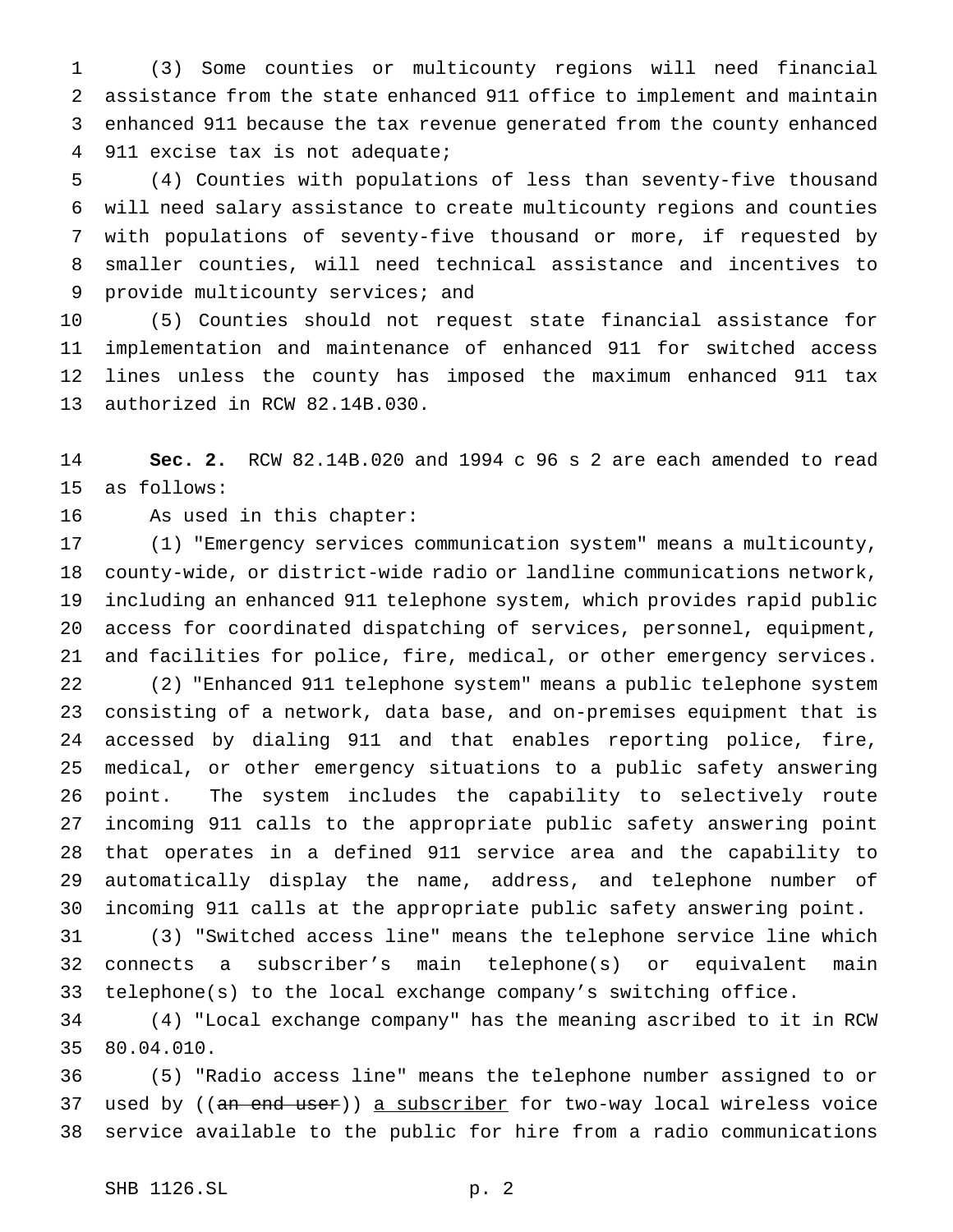(3) Some counties or multicounty regions will need financial assistance from the state enhanced 911 office to implement and maintain enhanced 911 because the tax revenue generated from the county enhanced 911 excise tax is not adequate;

(4) Counties with populations of less than seventy-five thousand will need salary assistance to create multicounty regions and counties with populations of seventy-five thousand or more, if requested by smaller counties, will need technical assistance and incentives to provide multicounty services; and

(5) Counties should not request state financial assistance for implementation and maintenance of enhanced 911 for switched access lines unless the county has imposed the maximum enhanced 911 tax authorized in RCW 82.14B.030.

**Sec. 2.** RCW 82.14B.020 and 1994 c 96 s 2 are each amended to read as follows:

As used in this chapter:

(1) "Emergency services communication system" means a multicounty, county-wide, or district-wide radio or landline communications network, including an enhanced 911 telephone system, which provides rapid public access for coordinated dispatching of services, personnel, equipment, and facilities for police, fire, medical, or other emergency services.

(2) "Enhanced 911 telephone system" means a public telephone system consisting of a network, data base, and on-premises equipment that is accessed by dialing 911 and that enables reporting police, fire, medical, or other emergency situations to a public safety answering point. The system includes the capability to selectively route incoming 911 calls to the appropriate public safety answering point that operates in a defined 911 service area and the capability to automatically display the name, address, and telephone number of incoming 911 calls at the appropriate public safety answering point.

(3) "Switched access line" means the telephone service line which connects a subscriber's main telephone(s) or equivalent main telephone(s) to the local exchange company's switching office.

(4) "Local exchange company" has the meaning ascribed to it in RCW 80.04.010.

(5) "Radio access line" means the telephone number assigned to or used by ((~~an end user~~)) <u>a subscriber</u> for two-way local wireless voice service available to the public for hire from a radio communications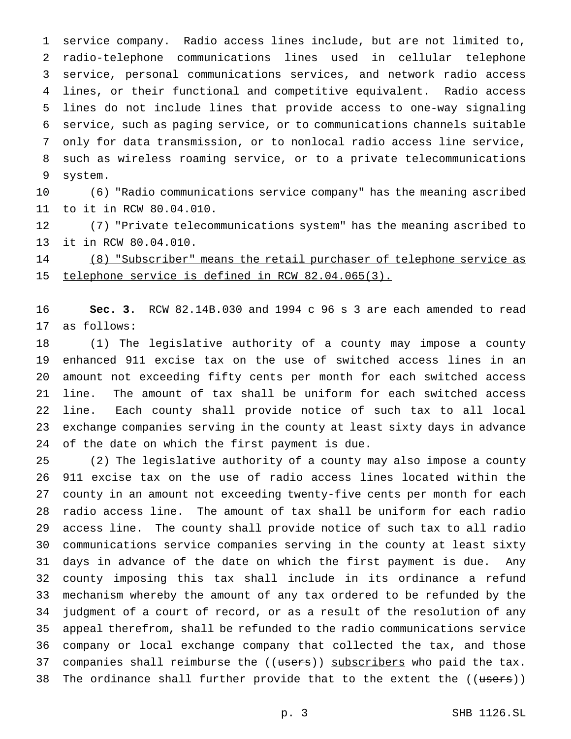service company. Radio access lines include, but are not limited to, radio-telephone communications lines used in cellular telephone service, personal communications services, and network radio access lines, or their functional and competitive equivalent. Radio access lines do not include lines that provide access to one-way signaling service, such as paging service, or to communications channels suitable only for data transmission, or to nonlocal radio access line service, such as wireless roaming service, or to a private telecommunications system.

(6) "Radio communications service company" has the meaning ascribed to it in RCW 80.04.010.

(7) "Private telecommunications system" has the meaning ascribed to it in RCW 80.04.010.

<u>(8) "Subscriber" means the retail purchaser of telephone service as telephone service is defined in RCW 82.04.065(3).</u>

**Sec. 3.** RCW 82.14B.030 and 1994 c 96 s 3 are each amended to read as follows:

(1) The legislative authority of a county may impose a county enhanced 911 excise tax on the use of switched access lines in an amount not exceeding fifty cents per month for each switched access line. The amount of tax shall be uniform for each switched access line. Each county shall provide notice of such tax to all local exchange companies serving in the county at least sixty days in advance of the date on which the first payment is due.

(2) The legislative authority of a county may also impose a county 911 excise tax on the use of radio access lines located within the county in an amount not exceeding twenty-five cents per month for each radio access line. The amount of tax shall be uniform for each radio access line. The county shall provide notice of such tax to all radio communications service companies serving in the county at least sixty days in advance of the date on which the first payment is due. Any county imposing this tax shall include in its ordinance a refund mechanism whereby the amount of any tax ordered to be refunded by the judgment of a court of record, or as a result of the resolution of any appeal therefrom, shall be refunded to the radio communications service company or local exchange company that collected the tax, and those companies shall reimburse the ((~~users~~)) <u>subscribers</u> who paid the tax. The ordinance shall further provide that to the extent the ((~~users~~))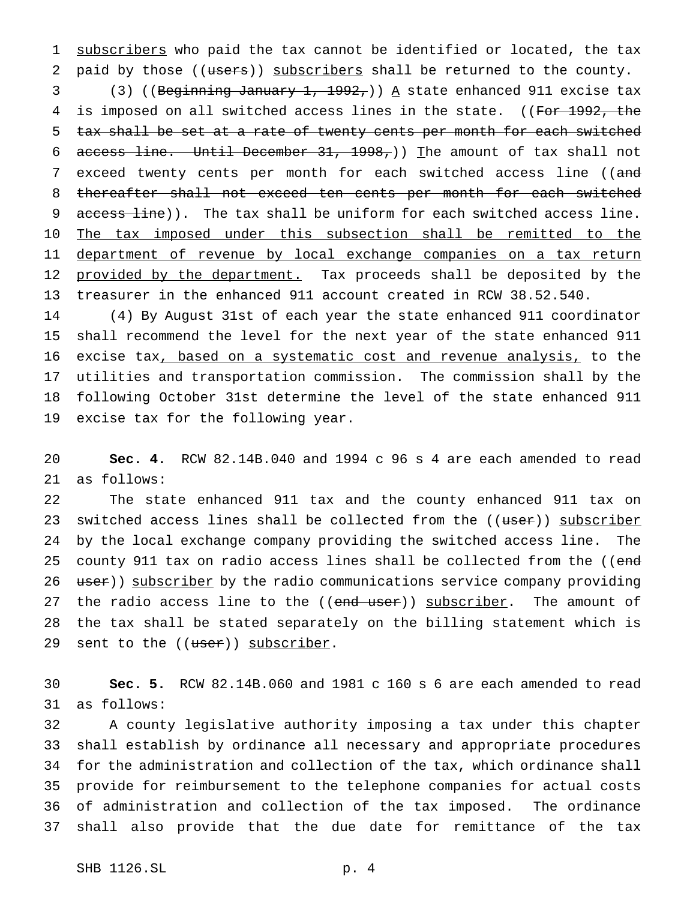subscribers who paid the tax cannot be identified or located, the tax paid by those ((~~users~~)) <u>subscribers</u> shall be returned to the county.

(3) ((~~Beginning January 1, 1992,~~)) <u>A</u> state enhanced 911 excise tax is imposed on all switched access lines in the state. ((~~For 1992, the tax shall be set at a rate of twenty cents per month for each switched access line. Until December 31, 1998,~~)) <u>T</u>he amount of tax shall not exceed twenty cents per month for each switched access line ((~~and thereafter shall not exceed ten cents per month for each switched access line~~)). The tax shall be uniform for each switched access line. <u>The tax imposed under this subsection shall be remitted to the department of revenue by local exchange companies on a tax return provided by the department.</u> Tax proceeds shall be deposited by the treasurer in the enhanced 911 account created in RCW 38.52.540.

(4) By August 31st of each year the state enhanced 911 coordinator shall recommend the level for the next year of the state enhanced 911 excise tax<u>, based on a systematic cost and revenue analysis,</u> to the utilities and transportation commission. The commission shall by the following October 31st determine the level of the state enhanced 911 excise tax for the following year.

**Sec. 4.** RCW 82.14B.040 and 1994 c 96 s 4 are each amended to read as follows:

The state enhanced 911 tax and the county enhanced 911 tax on switched access lines shall be collected from the ((~~user~~)) <u>subscriber</u> by the local exchange company providing the switched access line. The county 911 tax on radio access lines shall be collected from the ((~~end user~~)) <u>subscriber</u> by the radio communications service company providing the radio access line to the ((~~end user~~)) <u>subscriber</u>. The amount of the tax shall be stated separately on the billing statement which is sent to the ((~~user~~)) <u>subscriber</u>.

**Sec. 5.** RCW 82.14B.060 and 1981 c 160 s 6 are each amended to read as follows:

A county legislative authority imposing a tax under this chapter shall establish by ordinance all necessary and appropriate procedures for the administration and collection of the tax, which ordinance shall provide for reimbursement to the telephone companies for actual costs of administration and collection of the tax imposed. The ordinance shall also provide that the due date for remittance of the tax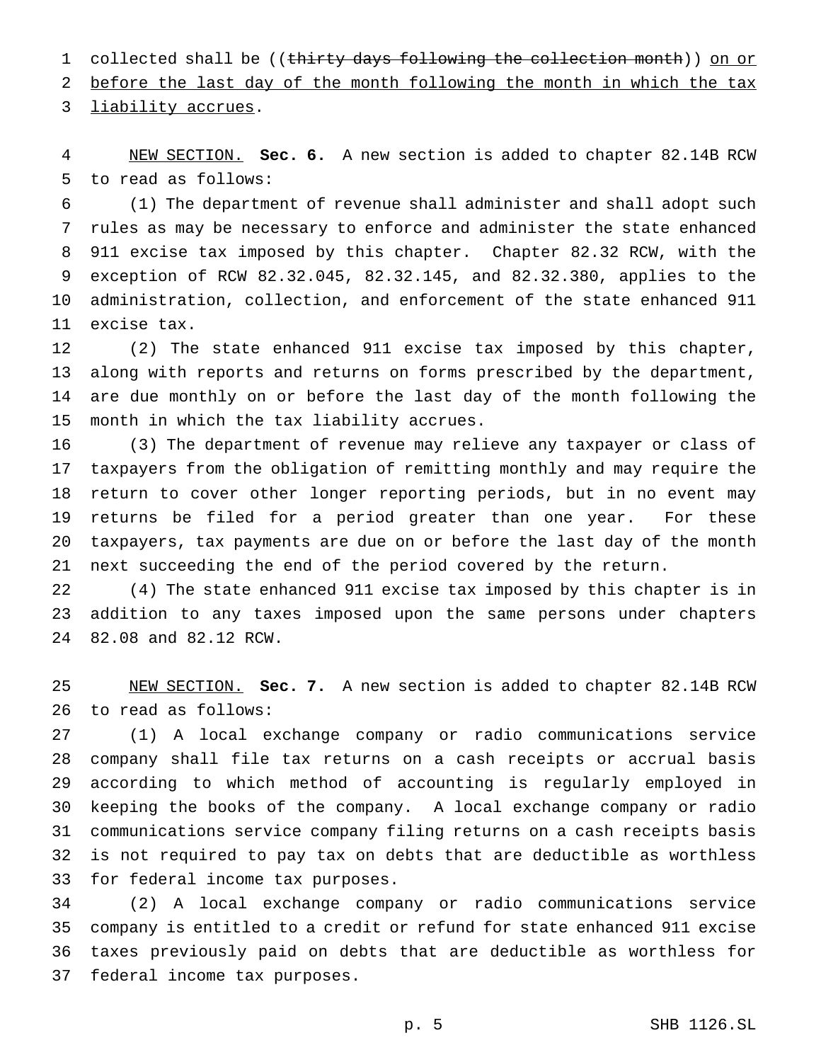collected shall be ((~~thirty days following the collection month~~)) <u>on or before the last day of the month following the month in which the tax liability accrues</u>.

<u>NEW SECTION.</u> **Sec. 6.** A new section is added to chapter 82.14B RCW to read as follows:

(1) The department of revenue shall administer and shall adopt such rules as may be necessary to enforce and administer the state enhanced 911 excise tax imposed by this chapter. Chapter 82.32 RCW, with the exception of RCW 82.32.045, 82.32.145, and 82.32.380, applies to the administration, collection, and enforcement of the state enhanced 911 excise tax.

(2) The state enhanced 911 excise tax imposed by this chapter, along with reports and returns on forms prescribed by the department, are due monthly on or before the last day of the month following the month in which the tax liability accrues.

(3) The department of revenue may relieve any taxpayer or class of taxpayers from the obligation of remitting monthly and may require the return to cover other longer reporting periods, but in no event may returns be filed for a period greater than one year. For these taxpayers, tax payments are due on or before the last day of the month next succeeding the end of the period covered by the return.

(4) The state enhanced 911 excise tax imposed by this chapter is in addition to any taxes imposed upon the same persons under chapters 82.08 and 82.12 RCW.

<u>NEW SECTION.</u> **Sec. 7.** A new section is added to chapter 82.14B RCW to read as follows:

(1) A local exchange company or radio communications service company shall file tax returns on a cash receipts or accrual basis according to which method of accounting is regularly employed in keeping the books of the company. A local exchange company or radio communications service company filing returns on a cash receipts basis is not required to pay tax on debts that are deductible as worthless for federal income tax purposes.

(2) A local exchange company or radio communications service company is entitled to a credit or refund for state enhanced 911 excise taxes previously paid on debts that are deductible as worthless for federal income tax purposes.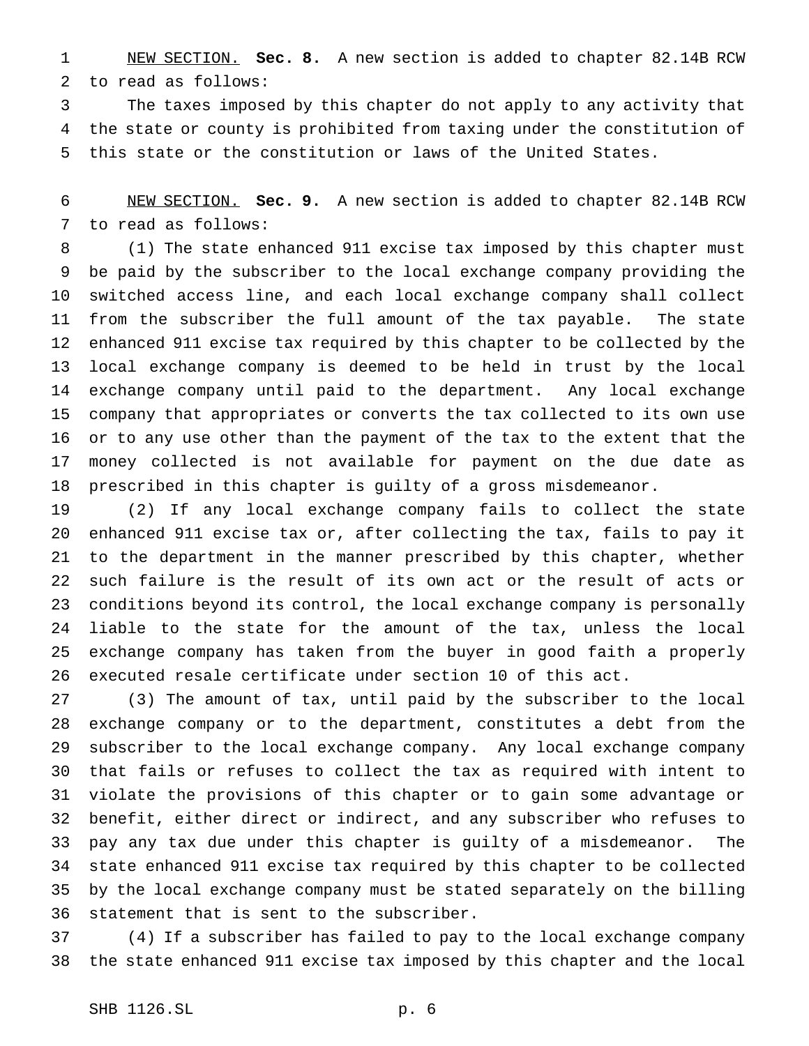NEW SECTION. **Sec. 8.** A new section is added to chapter 82.14B RCW to read as follows:

The taxes imposed by this chapter do not apply to any activity that the state or county is prohibited from taxing under the constitution of this state or the constitution or laws of the United States.

NEW SECTION. **Sec. 9.** A new section is added to chapter 82.14B RCW to read as follows:

(1) The state enhanced 911 excise tax imposed by this chapter must be paid by the subscriber to the local exchange company providing the switched access line, and each local exchange company shall collect from the subscriber the full amount of the tax payable. The state enhanced 911 excise tax required by this chapter to be collected by the local exchange company is deemed to be held in trust by the local exchange company until paid to the department. Any local exchange company that appropriates or converts the tax collected to its own use or to any use other than the payment of the tax to the extent that the money collected is not available for payment on the due date as prescribed in this chapter is guilty of a gross misdemeanor.

(2) If any local exchange company fails to collect the state enhanced 911 excise tax or, after collecting the tax, fails to pay it to the department in the manner prescribed by this chapter, whether such failure is the result of its own act or the result of acts or conditions beyond its control, the local exchange company is personally liable to the state for the amount of the tax, unless the local exchange company has taken from the buyer in good faith a properly executed resale certificate under section 10 of this act.

(3) The amount of tax, until paid by the subscriber to the local exchange company or to the department, constitutes a debt from the subscriber to the local exchange company. Any local exchange company that fails or refuses to collect the tax as required with intent to violate the provisions of this chapter or to gain some advantage or benefit, either direct or indirect, and any subscriber who refuses to pay any tax due under this chapter is guilty of a misdemeanor. The state enhanced 911 excise tax required by this chapter to be collected by the local exchange company must be stated separately on the billing statement that is sent to the subscriber.

(4) If a subscriber has failed to pay to the local exchange company the state enhanced 911 excise tax imposed by this chapter and the local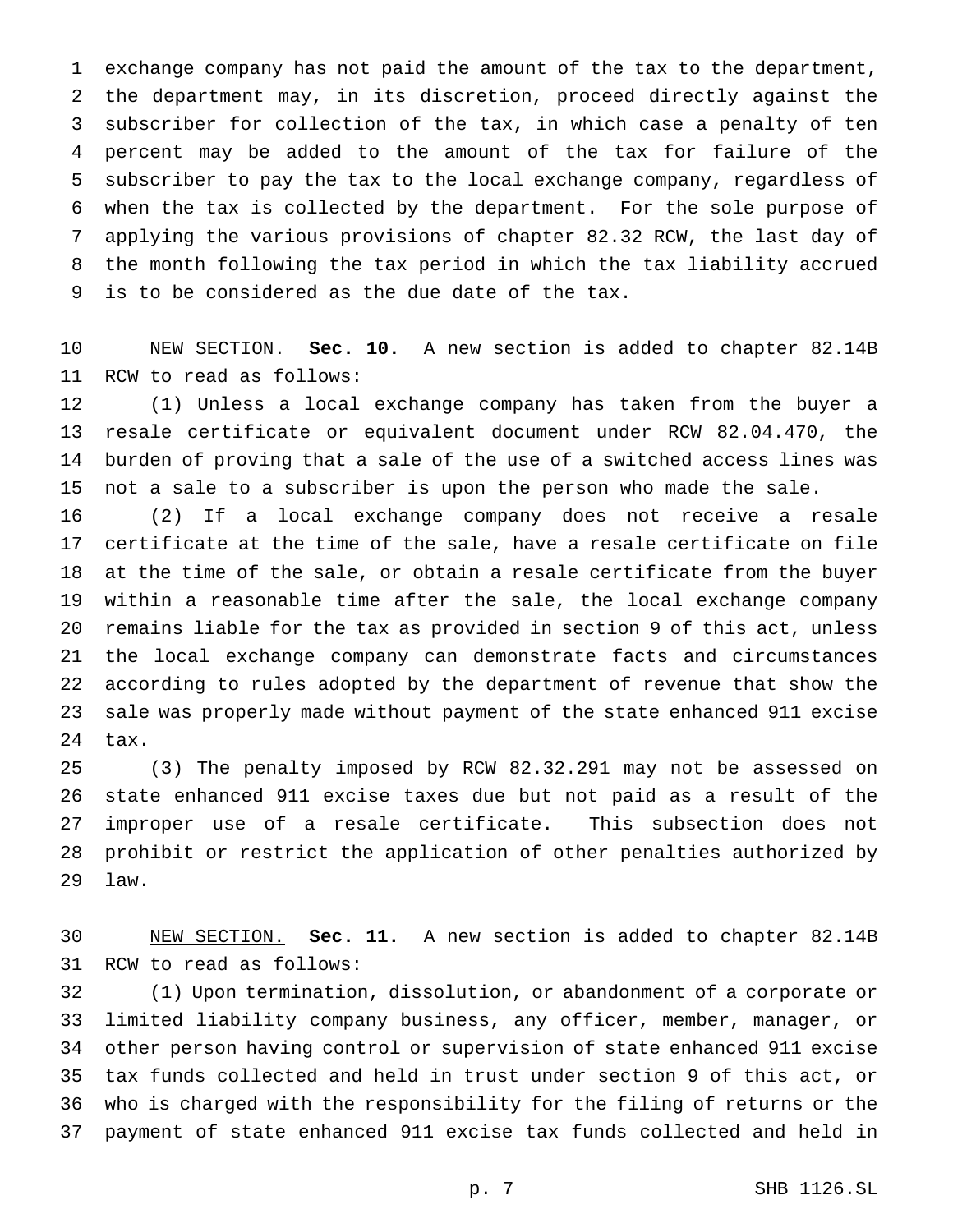exchange company has not paid the amount of the tax to the department, the department may, in its discretion, proceed directly against the subscriber for collection of the tax, in which case a penalty of ten percent may be added to the amount of the tax for failure of the subscriber to pay the tax to the local exchange company, regardless of when the tax is collected by the department. For the sole purpose of applying the various provisions of chapter 82.32 RCW, the last day of the month following the tax period in which the tax liability accrued is to be considered as the due date of the tax.

NEW SECTION. **Sec. 10.** A new section is added to chapter 82.14B RCW to read as follows:

(1) Unless a local exchange company has taken from the buyer a resale certificate or equivalent document under RCW 82.04.470, the burden of proving that a sale of the use of a switched access lines was not a sale to a subscriber is upon the person who made the sale.

(2) If a local exchange company does not receive a resale certificate at the time of the sale, have a resale certificate on file at the time of the sale, or obtain a resale certificate from the buyer within a reasonable time after the sale, the local exchange company remains liable for the tax as provided in section 9 of this act, unless the local exchange company can demonstrate facts and circumstances according to rules adopted by the department of revenue that show the sale was properly made without payment of the state enhanced 911 excise tax.

(3) The penalty imposed by RCW 82.32.291 may not be assessed on state enhanced 911 excise taxes due but not paid as a result of the improper use of a resale certificate. This subsection does not prohibit or restrict the application of other penalties authorized by law.

NEW SECTION. **Sec. 11.** A new section is added to chapter 82.14B RCW to read as follows:

(1) Upon termination, dissolution, or abandonment of a corporate or limited liability company business, any officer, member, manager, or other person having control or supervision of state enhanced 911 excise tax funds collected and held in trust under section 9 of this act, or who is charged with the responsibility for the filing of returns or the payment of state enhanced 911 excise tax funds collected and held in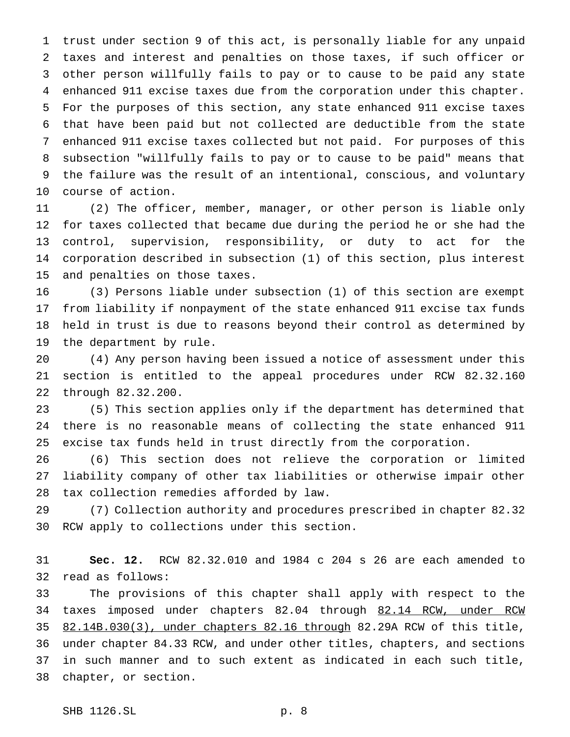trust under section 9 of this act, is personally liable for any unpaid taxes and interest and penalties on those taxes, if such officer or other person willfully fails to pay or to cause to be paid any state enhanced 911 excise taxes due from the corporation under this chapter. For the purposes of this section, any state enhanced 911 excise taxes that have been paid but not collected are deductible from the state enhanced 911 excise taxes collected but not paid. For purposes of this subsection "willfully fails to pay or to cause to be paid" means that the failure was the result of an intentional, conscious, and voluntary course of action.

(2) The officer, member, manager, or other person is liable only for taxes collected that became due during the period he or she had the control, supervision, responsibility, or duty to act for the corporation described in subsection (1) of this section, plus interest and penalties on those taxes.

(3) Persons liable under subsection (1) of this section are exempt from liability if nonpayment of the state enhanced 911 excise tax funds held in trust is due to reasons beyond their control as determined by the department by rule.

(4) Any person having been issued a notice of assessment under this section is entitled to the appeal procedures under RCW 82.32.160 through 82.32.200.

(5) This section applies only if the department has determined that there is no reasonable means of collecting the state enhanced 911 excise tax funds held in trust directly from the corporation.

(6) This section does not relieve the corporation or limited liability company of other tax liabilities or otherwise impair other tax collection remedies afforded by law.

(7) Collection authority and procedures prescribed in chapter 82.32 RCW apply to collections under this section.

**Sec. 12.** RCW 82.32.010 and 1984 c 204 s 26 are each amended to read as follows:

The provisions of this chapter shall apply with respect to the taxes imposed under chapters 82.04 through 82.14 RCW, under RCW 82.14B.030(3), under chapters 82.16 through 82.29A RCW of this title, under chapter 84.33 RCW, and under other titles, chapters, and sections in such manner and to such extent as indicated in each such title, chapter, or section.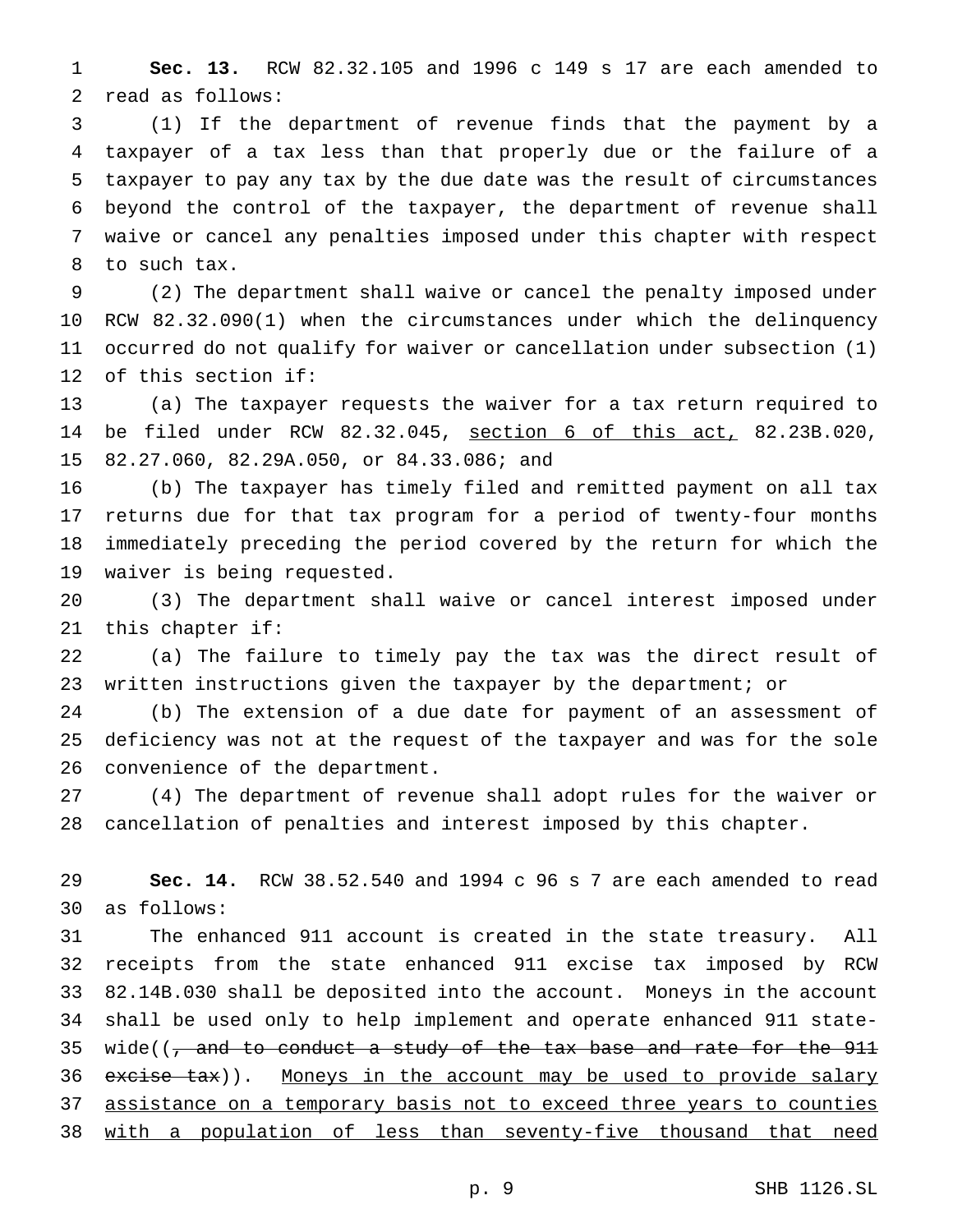**Sec. 13.** RCW 82.32.105 and 1996 c 149 s 17 are each amended to read as follows:

(1) If the department of revenue finds that the payment by a taxpayer of a tax less than that properly due or the failure of a taxpayer to pay any tax by the due date was the result of circumstances beyond the control of the taxpayer, the department of revenue shall waive or cancel any penalties imposed under this chapter with respect to such tax.

(2) The department shall waive or cancel the penalty imposed under RCW 82.32.090(1) when the circumstances under which the delinquency occurred do not qualify for waiver or cancellation under subsection (1) of this section if:

(a) The taxpayer requests the waiver for a tax return required to be filed under RCW 82.32.045, <u>section 6 of this act,</u> 82.23B.020, 82.27.060, 82.29A.050, or 84.33.086; and

(b) The taxpayer has timely filed and remitted payment on all tax returns due for that tax program for a period of twenty-four months immediately preceding the period covered by the return for which the waiver is being requested.

(3) The department shall waive or cancel interest imposed under this chapter if:

(a) The failure to timely pay the tax was the direct result of written instructions given the taxpayer by the department; or

(b) The extension of a due date for payment of an assessment of deficiency was not at the request of the taxpayer and was for the sole convenience of the department.

(4) The department of revenue shall adopt rules for the waiver or cancellation of penalties and interest imposed by this chapter.

**Sec. 14.** RCW 38.52.540 and 1994 c 96 s 7 are each amended to read as follows:

The enhanced 911 account is created in the state treasury. All receipts from the state enhanced 911 excise tax imposed by RCW 82.14B.030 shall be deposited into the account. Moneys in the account shall be used only to help implement and operate enhanced 911 statewide((~~, and to conduct a study of the tax base and rate for the 911 excise tax~~)). <u>Moneys in the account may be used to provide salary assistance on a temporary basis not to exceed three years to counties with a population of less than seventy-five thousand that need</u>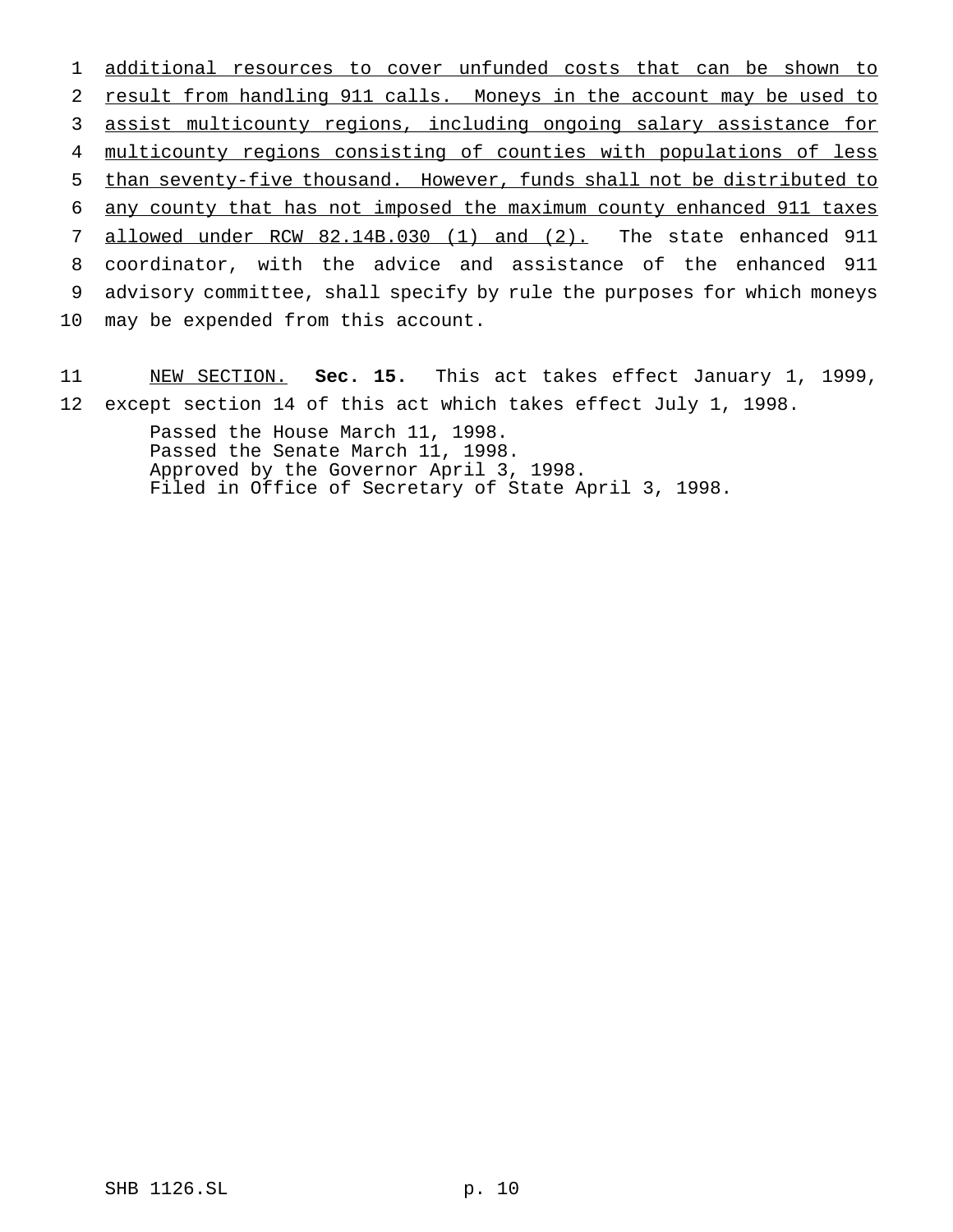additional resources to cover unfunded costs that can be shown to result from handling 911 calls. Moneys in the account may be used to assist multicounty regions, including ongoing salary assistance for multicounty regions consisting of counties with populations of less than seventy-five thousand. However, funds shall not be distributed to any county that has not imposed the maximum county enhanced 911 taxes allowed under RCW 82.14B.030 (1) and (2). The state enhanced 911 coordinator, with the advice and assistance of the enhanced 911 advisory committee, shall specify by rule the purposes for which moneys may be expended from this account.

NEW SECTION. **Sec. 15.** This act takes effect January 1, 1999, except section 14 of this act which takes effect July 1, 1998.

Passed the House March 11, 1998.
Passed the Senate March 11, 1998.
Approved by the Governor April 3, 1998.
Filed in Office of Secretary of State April 3, 1998.